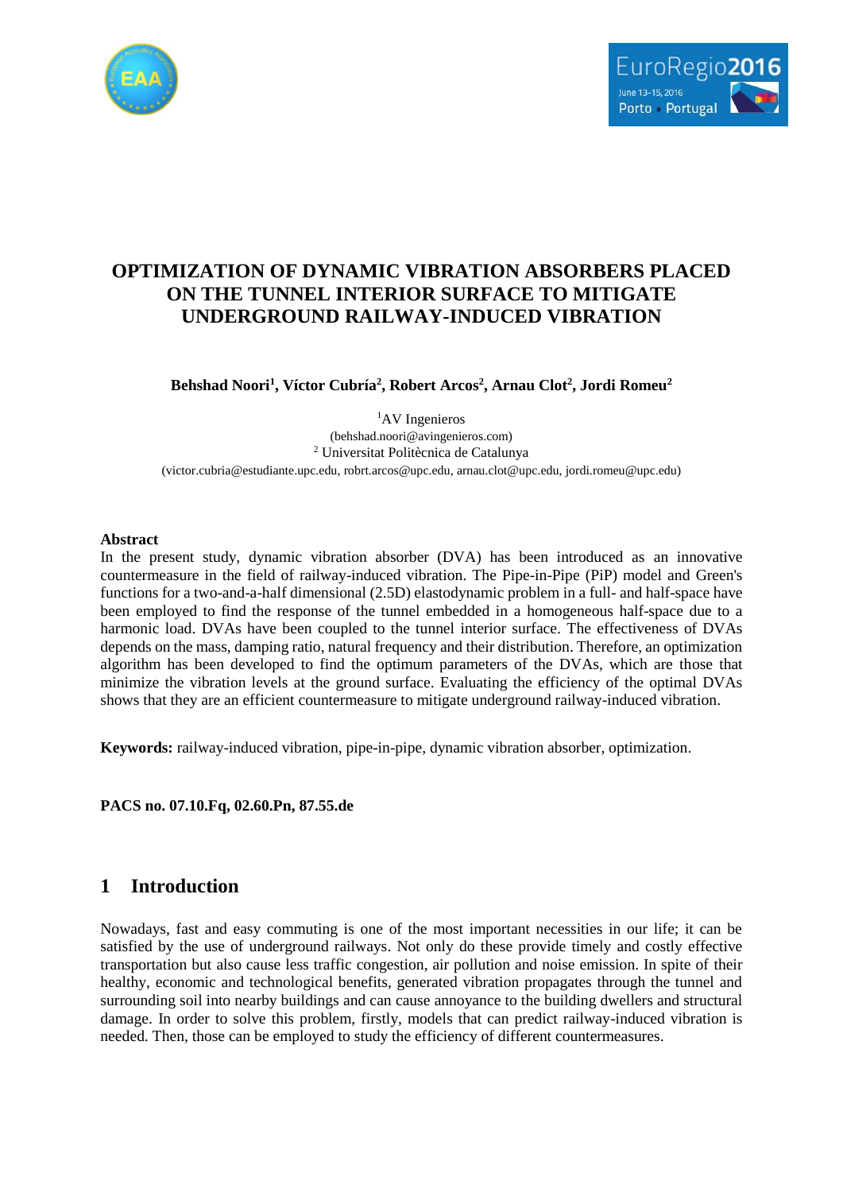# OPTIMIZATION OF DYNAMIC VIBRATION ABSORBERS PLACED ON THE TUNNEL INTERIOR SURFACE TO MITIGATE UNDERGROUND RAILWAY-INDUCED VIBRATION

**Behshad Noori[1], Víctor Cubría[2], Robert Arcos[2], Arnau Clot[2], Jordi Romeu[2]**

[1]AV Ingenieros
(behshad.noori@avingenieros.com)
[2] Universitat Politècnica de Catalunya
(victor.cubria@estudiante.upc.edu, robrt.arcos@upc.edu, arnau.clot@upc.edu, jordi.romeu@upc.edu)

## Abstract

In the present study, dynamic vibration absorber (DVA) has been introduced as an innovative countermeasure in the field of railway-induced vibration. The Pipe-in-Pipe (PiP) model and Green's functions for a two-and-a-half dimensional (2.5D) elastodynamic problem in a full- and half-space have been employed to find the response of the tunnel embedded in a homogeneous half-space due to a harmonic load. DVAs have been coupled to the tunnel interior surface. The effectiveness of DVAs depends on the mass, damping ratio, natural frequency and their distribution. Therefore, an optimization algorithm has been developed to find the optimum parameters of the DVAs, which are those that minimize the vibration levels at the ground surface. Evaluating the efficiency of the optimal DVAs shows that they are an efficient countermeasure to mitigate underground railway-induced vibration.

**Keywords:** railway-induced vibration, pipe-in-pipe, dynamic vibration absorber, optimization.

**PACS no. 07.10.Fq, 02.60.Pn, 87.55.de**

## 1 Introduction

Nowadays, fast and easy commuting is one of the most important necessities in our life; it can be satisfied by the use of underground railways. Not only do these provide timely and costly effective transportation but also cause less traffic congestion, air pollution and noise emission. In spite of their healthy, economic and technological benefits, generated vibration propagates through the tunnel and surrounding soil into nearby buildings and can cause annoyance to the building dwellers and structural damage. In order to solve this problem, firstly, models that can predict railway-induced vibration is needed. Then, those can be employed to study the efficiency of different countermeasures.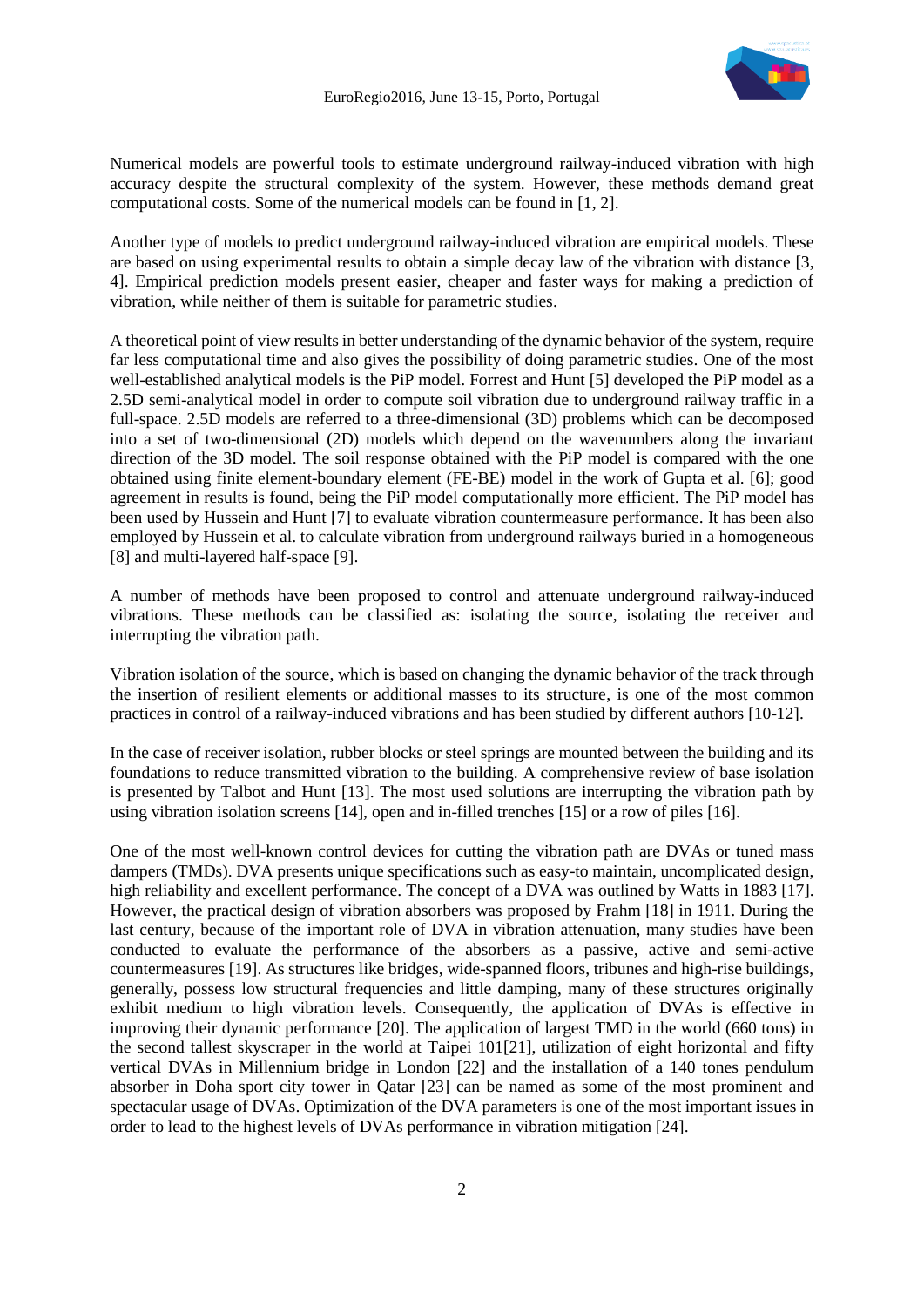Numerical models are powerful tools to estimate underground railway-induced vibration with high accuracy despite the structural complexity of the system. However, these methods demand great computational costs. Some of the numerical models can be found in [1, 2].

Another type of models to predict underground railway-induced vibration are empirical models. These are based on using experimental results to obtain a simple decay law of the vibration with distance [3, 4]. Empirical prediction models present easier, cheaper and faster ways for making a prediction of vibration, while neither of them is suitable for parametric studies.

A theoretical point of view results in better understanding of the dynamic behavior of the system, require far less computational time and also gives the possibility of doing parametric studies. One of the most well-established analytical models is the PiP model. Forrest and Hunt [5] developed the PiP model as a 2.5D semi-analytical model in order to compute soil vibration due to underground railway traffic in a full-space. 2.5D models are referred to a three-dimensional (3D) problems which can be decomposed into a set of two-dimensional (2D) models which depend on the wavenumbers along the invariant direction of the 3D model. The soil response obtained with the PiP model is compared with the one obtained using finite element-boundary element (FE-BE) model in the work of Gupta et al. [6]; good agreement in results is found, being the PiP model computationally more efficient. The PiP model has been used by Hussein and Hunt [7] to evaluate vibration countermeasure performance. It has been also employed by Hussein et al. to calculate vibration from underground railways buried in a homogeneous [8] and multi-layered half-space [9].

A number of methods have been proposed to control and attenuate underground railway-induced vibrations. These methods can be classified as: isolating the source, isolating the receiver and interrupting the vibration path.

Vibration isolation of the source, which is based on changing the dynamic behavior of the track through the insertion of resilient elements or additional masses to its structure, is one of the most common practices in control of a railway-induced vibrations and has been studied by different authors [10-12].

In the case of receiver isolation, rubber blocks or steel springs are mounted between the building and its foundations to reduce transmitted vibration to the building. A comprehensive review of base isolation is presented by Talbot and Hunt [13]. The most used solutions are interrupting the vibration path by using vibration isolation screens [14], open and in-filled trenches [15] or a row of piles [16].

One of the most well-known control devices for cutting the vibration path are DVAs or tuned mass dampers (TMDs). DVA presents unique specifications such as easy-to maintain, uncomplicated design, high reliability and excellent performance. The concept of a DVA was outlined by Watts in 1883 [17]. However, the practical design of vibration absorbers was proposed by Frahm [18] in 1911. During the last century, because of the important role of DVA in vibration attenuation, many studies have been conducted to evaluate the performance of the absorbers as a passive, active and semi-active countermeasures [19]. As structures like bridges, wide-spanned floors, tribunes and high-rise buildings, generally, possess low structural frequencies and little damping, many of these structures originally exhibit medium to high vibration levels. Consequently, the application of DVAs is effective in improving their dynamic performance [20]. The application of largest TMD in the world (660 tons) in the second tallest skyscraper in the world at Taipei 101[21], utilization of eight horizontal and fifty vertical DVAs in Millennium bridge in London [22] and the installation of a 140 tones pendulum absorber in Doha sport city tower in Qatar [23] can be named as some of the most prominent and spectacular usage of DVAs. Optimization of the DVA parameters is one of the most important issues in order to lead to the highest levels of DVAs performance in vibration mitigation [24].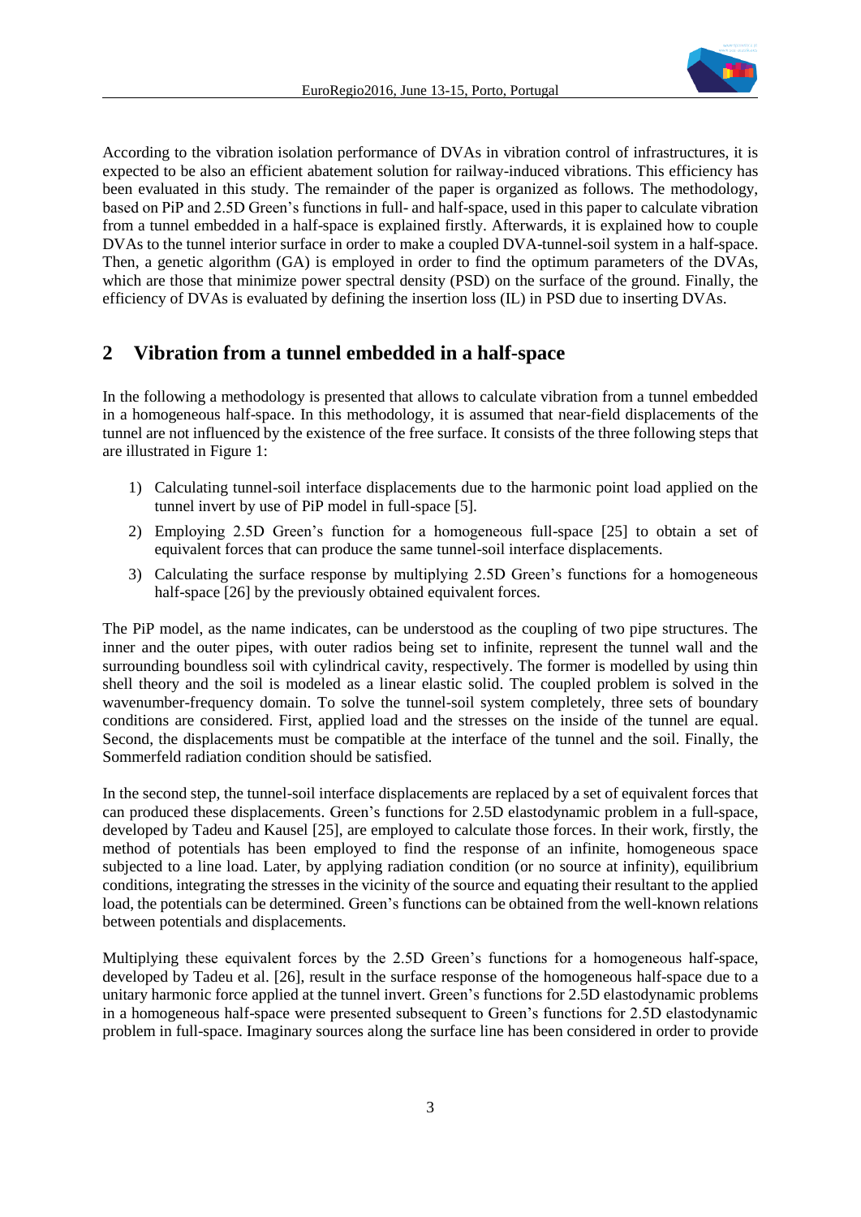According to the vibration isolation performance of DVAs in vibration control of infrastructures, it is expected to be also an efficient abatement solution for railway-induced vibrations. This efficiency has been evaluated in this study. The remainder of the paper is organized as follows. The methodology, based on PiP and 2.5D Green's functions in full- and half-space, used in this paper to calculate vibration from a tunnel embedded in a half-space is explained firstly. Afterwards, it is explained how to couple DVAs to the tunnel interior surface in order to make a coupled DVA-tunnel-soil system in a half-space. Then, a genetic algorithm (GA) is employed in order to find the optimum parameters of the DVAs, which are those that minimize power spectral density (PSD) on the surface of the ground. Finally, the efficiency of DVAs is evaluated by defining the insertion loss (IL) in PSD due to inserting DVAs.

## 2 Vibration from a tunnel embedded in a half-space

In the following a methodology is presented that allows to calculate vibration from a tunnel embedded in a homogeneous half-space. In this methodology, it is assumed that near-field displacements of the tunnel are not influenced by the existence of the free surface. It consists of the three following steps that are illustrated in Figure 1:

1) Calculating tunnel-soil interface displacements due to the harmonic point load applied on the tunnel invert by use of PiP model in full-space [5].
2) Employing 2.5D Green's function for a homogeneous full-space [25] to obtain a set of equivalent forces that can produce the same tunnel-soil interface displacements.
3) Calculating the surface response by multiplying 2.5D Green's functions for a homogeneous half-space [26] by the previously obtained equivalent forces.

The PiP model, as the name indicates, can be understood as the coupling of two pipe structures. The inner and the outer pipes, with outer radios being set to infinite, represent the tunnel wall and the surrounding boundless soil with cylindrical cavity, respectively. The former is modelled by using thin shell theory and the soil is modeled as a linear elastic solid. The coupled problem is solved in the wavenumber-frequency domain. To solve the tunnel-soil system completely, three sets of boundary conditions are considered. First, applied load and the stresses on the inside of the tunnel are equal. Second, the displacements must be compatible at the interface of the tunnel and the soil. Finally, the Sommerfeld radiation condition should be satisfied.

In the second step, the tunnel-soil interface displacements are replaced by a set of equivalent forces that can produced these displacements. Green's functions for 2.5D elastodynamic problem in a full-space, developed by Tadeu and Kausel [25], are employed to calculate those forces. In their work, firstly, the method of potentials has been employed to find the response of an infinite, homogeneous space subjected to a line load. Later, by applying radiation condition (or no source at infinity), equilibrium conditions, integrating the stresses in the vicinity of the source and equating their resultant to the applied load, the potentials can be determined. Green's functions can be obtained from the well-known relations between potentials and displacements.

Multiplying these equivalent forces by the 2.5D Green's functions for a homogeneous half-space, developed by Tadeu et al. [26], result in the surface response of the homogeneous half-space due to a unitary harmonic force applied at the tunnel invert. Green's functions for 2.5D elastodynamic problems in a homogeneous half-space were presented subsequent to Green's functions for 2.5D elastodynamic problem in full-space. Imaginary sources along the surface line has been considered in order to provide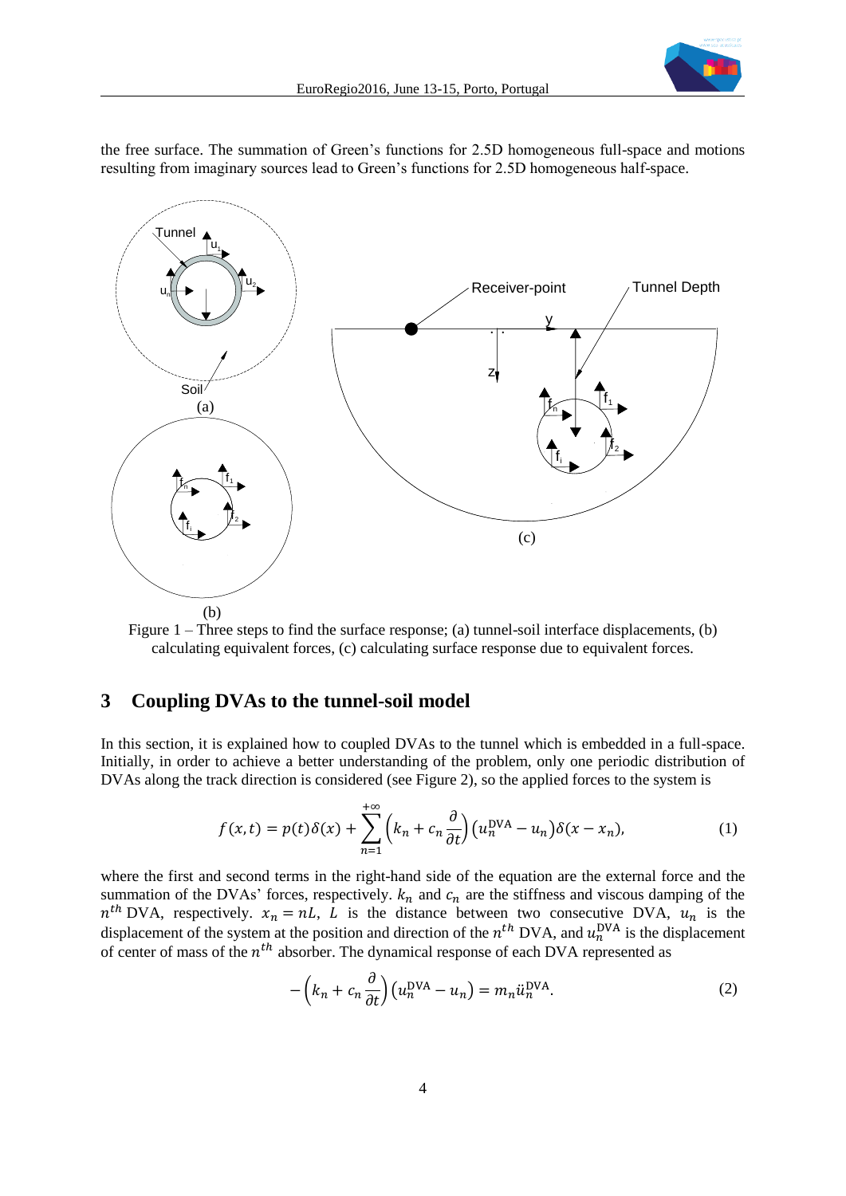the free surface. The summation of Green's functions for 2.5D homogeneous full-space and motions resulting from imaginary sources lead to Green's functions for 2.5D homogeneous half-space.

Figure 1 – Three steps to find the surface response; (a) tunnel-soil interface displacements, (b) calculating equivalent forces, (c) calculating surface response due to equivalent forces.

## 3 Coupling DVAs to the tunnel-soil model

In this section, it is explained how to coupled DVAs to the tunnel which is embedded in a full-space. Initially, in order to achieve a better understanding of the problem, only one periodic distribution of DVAs along the track direction is considered (see Figure 2), so the applied forces to the system is

$$f(x,t) = p(t)\delta(x) + \sum_{n=1}^{+\infty}\left(k_n + c_n\frac{\partial}{\partial t}\right)\left(u_n^{\text{DVA}} - u_n\right)\delta(x - x_n), \tag{1}$$

where the first and second terms in the right-hand side of the equation are the external force and the summation of the DVAs' forces, respectively. $k_n$ and $c_n$ are the stiffness and viscous damping of the $n^{th}$ DVA, respectively. $x_n = nL$, $L$ is the distance between two consecutive DVA, $u_n$ is the displacement of the system at the position and direction of the $n^{th}$ DVA, and $u_n^{\text{DVA}}$ is the displacement of center of mass of the $n^{th}$ absorber. The dynamical response of each DVA represented as

$$-\left(k_n + c_n\frac{\partial}{\partial t}\right)\left(u_n^{\text{DVA}} - u_n\right) = m_n\ddot{u}_n^{\text{DVA}}. \tag{2}$$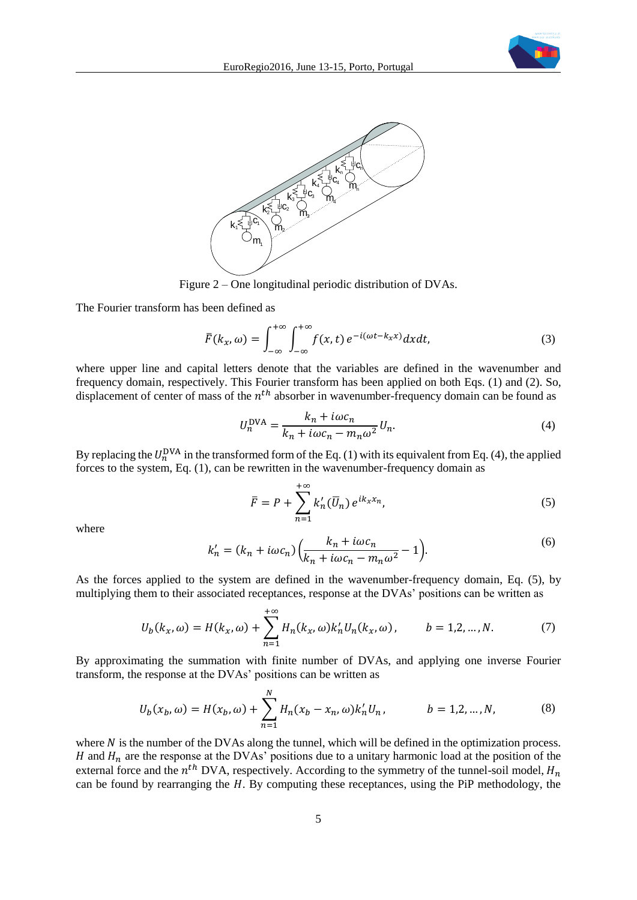Figure 2 – One longitudinal periodic distribution of DVAs.

The Fourier transform has been defined as

$$\bar{F}(k_x, \omega) = \int_{-\infty}^{+\infty} \int_{-\infty}^{+\infty} f(x,t)\, e^{-i(\omega t - k_x x)} dx dt, \tag{3}$$

where upper line and capital letters denote that the variables are defined in the wavenumber and frequency domain, respectively. This Fourier transform has been applied on both Eqs. (1) and (2). So, displacement of center of mass of the $n^{th}$ absorber in wavenumber-frequency domain can be found as

$$U_n^{\text{DVA}} = \frac{k_n + i\omega c_n}{k_n + i\omega c_n - m_n \omega^2} U_n. \tag{4}$$

By replacing the $U_n^{\text{DVA}}$ in the transformed form of the Eq. (1) with its equivalent from Eq. (4), the applied forces to the system, Eq. (1), can be rewritten in the wavenumber-frequency domain as

$$\bar{F} = P + \sum_{n=1}^{+\infty} k_n' (\bar{U}_n)\, e^{ik_x x_n}, \tag{5}$$

where

$$k_n' = (k_n + i\omega c_n)\left(\frac{k_n + i\omega c_n}{k_n + i\omega c_n - m_n \omega^2} - 1\right). \tag{6}$$

As the forces applied to the system are defined in the wavenumber-frequency domain, Eq. (5), by multiplying them to their associated receptances, response at the DVAs' positions can be written as

$$U_b(k_x, \omega) = H(k_x, \omega) + \sum_{n=1}^{+\infty} H_n(k_x, \omega) k_n' U_n(k_x, \omega), \qquad b = 1,2, \dots, N. \tag{7}$$

By approximating the summation with finite number of DVAs, and applying one inverse Fourier transform, the response at the DVAs' positions can be written as

$$U_b(x_b, \omega) = H(x_b, \omega) + \sum_{n=1}^{N} H_n(x_b - x_n, \omega) k_n' U_n, \qquad b = 1,2, \dots, N, \tag{8}$$

where $N$ is the number of the DVAs along the tunnel, which will be defined in the optimization process. $H$ and $H_n$ are the response at the DVAs' positions due to a unitary harmonic load at the position of the external force and the $n^{th}$ DVA, respectively. According to the symmetry of the tunnel-soil model, $H_n$ can be found by rearranging the $H$. By computing these receptances, using the PiP methodology, the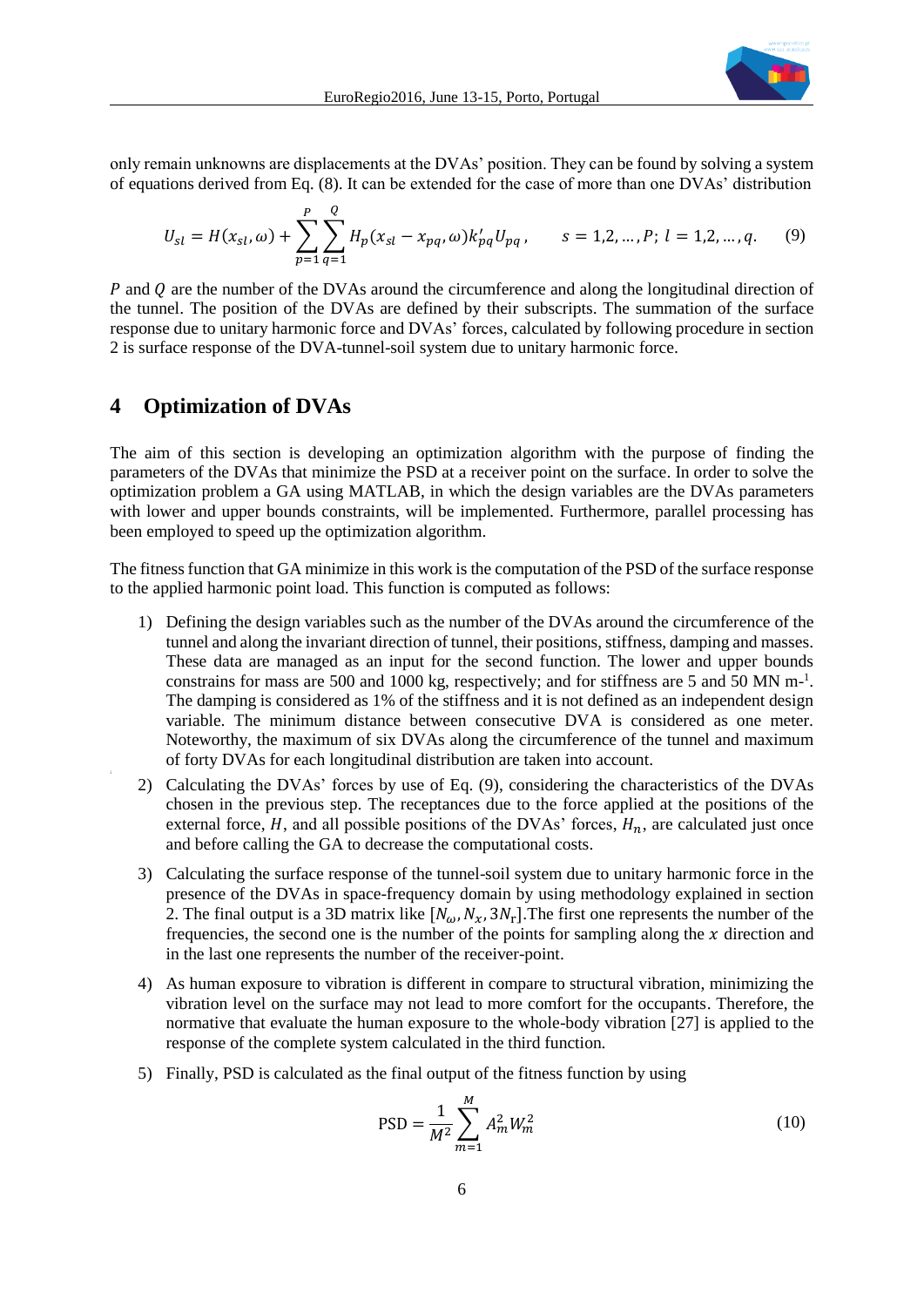only remain unknowns are displacements at the DVAs' position. They can be found by solving a system of equations derived from Eq. (8). It can be extended for the case of more than one DVAs' distribution

$$U_{sl} = H(x_{sl}, \omega) + \sum_{p=1}^{P} \sum_{q=1}^{Q} H_p(x_{sl} - x_{pq}, \omega) k'_{pq} U_{pq}, \qquad s = 1,2, \dots, P;\ l = 1,2, \dots, q. \tag{9}$$

$P$ and $Q$ are the number of the DVAs around the circumference and along the longitudinal direction of the tunnel. The position of the DVAs are defined by their subscripts. The summation of the surface response due to unitary harmonic force and DVAs' forces, calculated by following procedure in section 2 is surface response of the DVA-tunnel-soil system due to unitary harmonic force.

# 4 Optimization of DVAs

The aim of this section is developing an optimization algorithm with the purpose of finding the parameters of the DVAs that minimize the PSD at a receiver point on the surface. In order to solve the optimization problem a GA using MATLAB, in which the design variables are the DVAs parameters with lower and upper bounds constraints, will be implemented. Furthermore, parallel processing has been employed to speed up the optimization algorithm.

The fitness function that GA minimize in this work is the computation of the PSD of the surface response to the applied harmonic point load. This function is computed as follows:

1) Defining the design variables such as the number of the DVAs around the circumference of the tunnel and along the invariant direction of tunnel, their positions, stiffness, damping and masses. These data are managed as an input for the second function. The lower and upper bounds constrains for mass are 500 and 1000 kg, respectively; and for stiffness are 5 and 50 MN m-[1]. The damping is considered as 1% of the stiffness and it is not defined as an independent design variable. The minimum distance between consecutive DVA is considered as one meter. Noteworthy, the maximum of six DVAs along the circumference of the tunnel and maximum of forty DVAs for each longitudinal distribution are taken into account.

2) Calculating the DVAs' forces by use of Eq. (9), considering the characteristics of the DVAs chosen in the previous step. The receptances due to the force applied at the positions of the external force, $H$, and all possible positions of the DVAs' forces, $H_n$, are calculated just once and before calling the GA to decrease the computational costs.

3) Calculating the surface response of the tunnel-soil system due to unitary harmonic force in the presence of the DVAs in space-frequency domain by using methodology explained in section 2. The final output is a 3D matrix like $[N_\omega, N_x, 3N_r]$.The first one represents the number of the frequencies, the second one is the number of the points for sampling along the $x$ direction and in the last one represents the number of the receiver-point.

4) As human exposure to vibration is different in compare to structural vibration, minimizing the vibration level on the surface may not lead to more comfort for the occupants. Therefore, the normative that evaluate the human exposure to the whole-body vibration [27] is applied to the response of the complete system calculated in the third function.

5) Finally, PSD is calculated as the final output of the fitness function by using

$$\text{PSD} = \frac{1}{M^2} \sum_{m=1}^{M} A_m^2 W_m^2 \tag{10}$$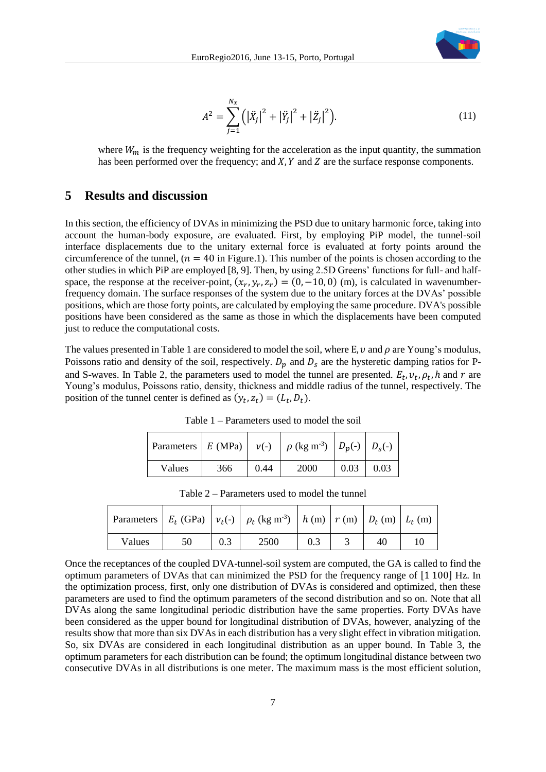$$A^2 = \sum_{j=1}^{N_x} \left( |\ddot{X}_j|^2 + |\ddot{Y}_j|^2 + |\ddot{Z}_j|^2 \right). \tag{11}$$

where $W_m$ is the frequency weighting for the acceleration as the input quantity, the summation has been performed over the frequency; and $X, Y$ and $Z$ are the surface response components.

## 5 Results and discussion

In this section, the efficiency of DVAs in minimizing the PSD due to unitary harmonic force, taking into account the human-body exposure, are evaluated. First, by employing PiP model, the tunnel-soil interface displacements due to the unitary external force is evaluated at forty points around the circumference of the tunnel, ($n = 40$ in Figure.1). This number of the points is chosen according to the other studies in which PiP are employed [8, 9]. Then, by using 2.5D Greens' functions for full- and half-space, the response at the receiver-point, $(x_r, y_r, z_r) = (0, -10, 0)$ (m), is calculated in wavenumber-frequency domain. The surface responses of the system due to the unitary forces at the DVAs' possible positions, which are those forty points, are calculated by employing the same procedure. DVA's possible positions have been considered as the same as those in which the displacements have been computed just to reduce the computational costs.

The values presented in Table 1 are considered to model the soil, where E, $\upsilon$ and $\rho$ are Young's modulus, Poissons ratio and density of the soil, respectively. $D_p$ and $D_s$ are the hysteretic damping ratios for P- and S-waves. In Table 2, the parameters used to model the tunnel are presented. $E_t, \upsilon_t, \rho_t, h$ and $r$ are Young's modulus, Poissons ratio, density, thickness and middle radius of the tunnel, respectively. The position of the tunnel center is defined as $(y_t, z_t) = (L_t, D_t)$.

Table 1 – Parameters used to model the soil

| Parameters | $E$ (MPa) | $\nu$(-) | $\rho$ (kg m$^{-3}$) | $D_p$(-) | $D_s$(-) |
|---|---|---|---|---|---|
| Values | 366 | 0.44 | 2000 | 0.03 | 0.03 |

Table 2 – Parameters used to model the tunnel

| Parameters | $E_t$ (GPa) | $\nu_t$(-) | $\rho_t$ (kg m$^{-3}$) | $h$ (m) | $r$ (m) | $D_t$ (m) | $L_t$ (m) |
|---|---|---|---|---|---|---|---|
| Values | 50 | 0.3 | 2500 | 0.3 | 3 | 40 | 10 |

Once the receptances of the coupled DVA-tunnel-soil system are computed, the GA is called to find the optimum parameters of DVAs that can minimized the PSD for the frequency range of [1 100] Hz. In the optimization process, first, only one distribution of DVAs is considered and optimized, then these parameters are used to find the optimum parameters of the second distribution and so on. Note that all DVAs along the same longitudinal periodic distribution have the same properties. Forty DVAs have been considered as the upper bound for longitudinal distribution of DVAs, however, analyzing of the results show that more than six DVAs in each distribution has a very slight effect in vibration mitigation. So, six DVAs are considered in each longitudinal distribution as an upper bound. In Table 3, the optimum parameters for each distribution can be found; the optimum longitudinal distance between two consecutive DVAs in all distributions is one meter. The maximum mass is the most efficient solution,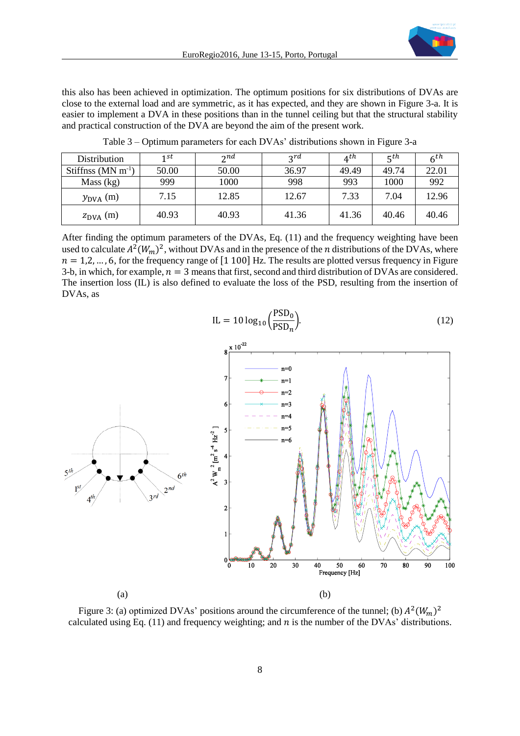this also has been achieved in optimization. The optimum positions for six distributions of DVAs are close to the external load and are symmetric, as it has expected, and they are shown in Figure 3-a. It is easier to implement a DVA in these positions than in the tunnel ceiling but that the structural stability and practical construction of the DVA are beyond the aim of the present work.

Table 3 – Optimum parameters for each DVAs' distributions shown in Figure 3-a

| Distribution | $1^{st}$ | $2^{nd}$ | $3^{rd}$ | $4^{th}$ | $5^{th}$ | $6^{th}$ |
|---|---|---|---|---|---|---|
| Stiffnss (MN m$^{-1}$) | 50.00 | 50.00 | 36.97 | 49.49 | 49.74 | 22.01 |
| Mass (kg) | 999 | 1000 | 998 | 993 | 1000 | 992 |
| $y_{\mathrm{DVA}}$ (m) | 7.15 | 12.85 | 12.67 | 7.33 | 7.04 | 12.96 |
| $z_{\mathrm{DVA}}$ (m) | 40.93 | 40.93 | 41.36 | 41.36 | 40.46 | 40.46 |

After finding the optimum parameters of the DVAs, Eq. (11) and the frequency weighting have been used to calculate $A^2(W_m)^2$, without DVAs and in the presence of the $n$ distributions of the DVAs, where $n = 1,2, \dots, 6$, for the frequency range of [1 100] Hz. The results are plotted versus frequency in Figure 3-b, in which, for example, $n = 3$ means that first, second and third distribution of DVAs are considered. The insertion loss (IL) is also defined to evaluate the loss of the PSD, resulting from the insertion of DVAs, as

$$\mathrm{IL} = 10 \log_{10}\left(\frac{\mathrm{PSD}_0}{\mathrm{PSD}_n}\right). \tag{12}$$

(a) (b)

Figure 3: (a) optimized DVAs' positions around the circumference of the tunnel; (b) $A^2(W_m)^2$ calculated using Eq. (11) and frequency weighting; and $n$ is the number of the DVAs' distributions.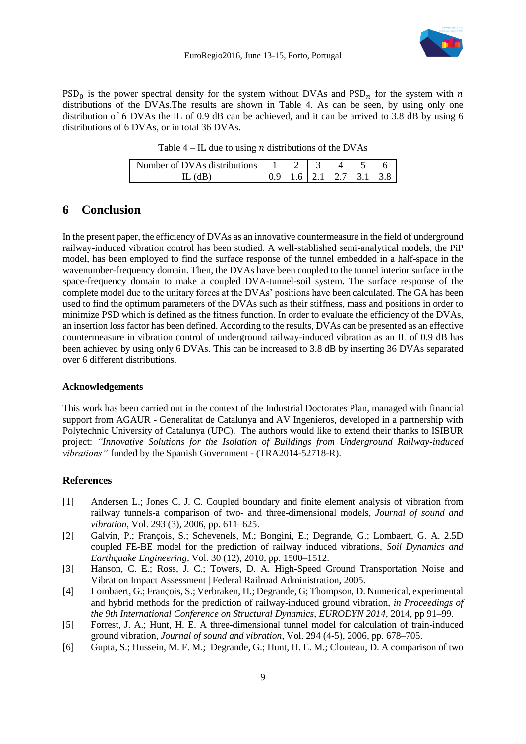$\mathrm{PSD}_0$ is the power spectral density for the system without DVAs and $\mathrm{PSD}_n$ for the system with $n$ distributions of the DVAs.The results are shown in Table 4. As can be seen, by using only one distribution of 6 DVAs the IL of 0.9 dB can be achieved, and it can be arrived to 3.8 dB by using 6 distributions of 6 DVAs, or in total 36 DVAs.

Table 4 – IL due to using $n$ distributions of the DVAs

| Number of DVAs distributions | 1 | 2 | 3 | 4 | 5 | 6 |
|---|---|---|---|---|---|---|
| IL (dB) | 0.9 | 1.6 | 2.1 | 2.7 | 3.1 | 3.8 |

# 6 Conclusion

In the present paper, the efficiency of DVAs as an innovative countermeasure in the field of underground railway-induced vibration control has been studied. A well-stablished semi-analytical models, the PiP model, has been employed to find the surface response of the tunnel embedded in a half-space in the wavenumber-frequency domain. Then, the DVAs have been coupled to the tunnel interior surface in the space-frequency domain to make a coupled DVA-tunnel-soil system. The surface response of the complete model due to the unitary forces at the DVAs' positions have been calculated. The GA has been used to find the optimum parameters of the DVAs such as their stiffness, mass and positions in order to minimize PSD which is defined as the fitness function. In order to evaluate the efficiency of the DVAs, an insertion loss factor has been defined. According to the results, DVAs can be presented as an effective countermeasure in vibration control of underground railway-induced vibration as an IL of 0.9 dB has been achieved by using only 6 DVAs. This can be increased to 3.8 dB by inserting 36 DVAs separated over 6 different distributions.

### Acknowledgements

This work has been carried out in the context of the Industrial Doctorates Plan, managed with financial support from AGAUR - Generalitat de Catalunya and AV Ingenieros, developed in a partnership with Polytechnic University of Catalunya (UPC). The authors would like to extend their thanks to ISIBUR project: *"Innovative Solutions for the Isolation of Buildings from Underground Railway-induced vibrations"* funded by the Spanish Government - (TRA2014-52718-R).

### References

[1] Andersen L.; Jones C. J. C. Coupled boundary and finite element analysis of vibration from railway tunnels-a comparison of two- and three-dimensional models, *Journal of sound and vibration*, Vol. 293 (3), 2006, pp. 611–625.

[2] Galvín, P.; François, S.; Schevenels, M.; Bongini, E.; Degrande, G.; Lombaert, G. A. 2.5D coupled FE-BE model for the prediction of railway induced vibrations, *Soil Dynamics and Earthquake Engineering*, Vol. 30 (12), 2010, pp. 1500–1512.

[3] Hanson, C. E.; Ross, J. C.; Towers, D. A. High-Speed Ground Transportation Noise and Vibration Impact Assessment | Federal Railroad Administration, 2005.

[4] Lombaert, G.; François, S.; Verbraken, H.; Degrande, G; Thompson, D. Numerical, experimental and hybrid methods for the prediction of railway-induced ground vibration, *in Proceedings of the 9th International Conference on Structural Dynamics, EURODYN 2014*, 2014, pp 91–99.

[5] Forrest, J. A.; Hunt, H. E. A three-dimensional tunnel model for calculation of train-induced ground vibration, *Journal of sound and vibration*, Vol. 294 (4-5), 2006, pp. 678–705.

[6] Gupta, S.; Hussein, M. F. M.; Degrande, G.; Hunt, H. E. M.; Clouteau, D. A comparison of two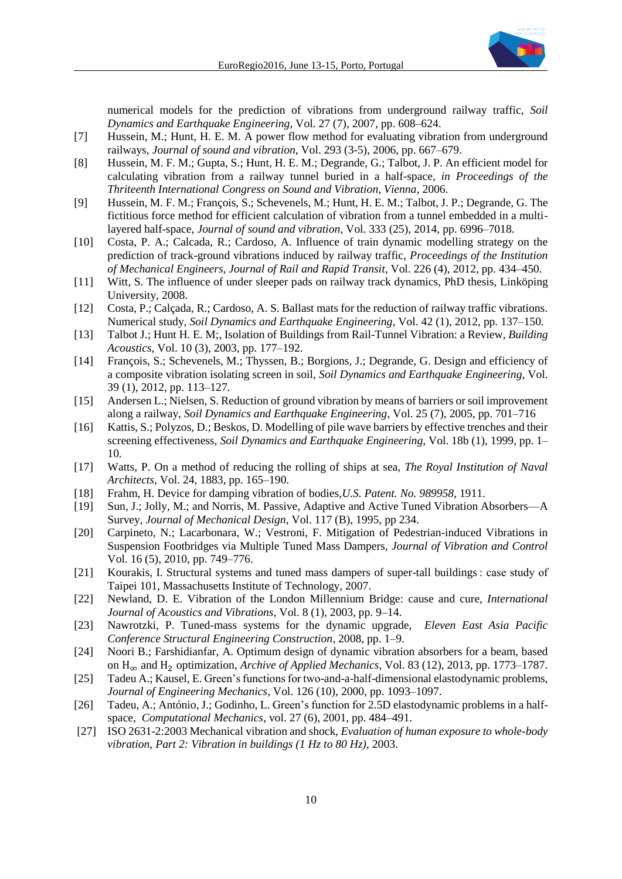numerical models for the prediction of vibrations from underground railway traffic, *Soil Dynamics and Earthquake Engineering*, Vol. 27 (7), 2007, pp. 608–624.

[7] Hussein, M.; Hunt, H. E. M. A power flow method for evaluating vibration from underground railways, *Journal of sound and vibration*, Vol. 293 (3-5), 2006, pp. 667–679.

[8] Hussein, M. F. M.; Gupta, S.; Hunt, H. E. M.; Degrande, G.; Talbot, J. P. An efficient model for calculating vibration from a railway tunnel buried in a half-space, *in Proceedings of the Thriteenth International Congress on Sound and Vibration, Vienna*, 2006.

[9] Hussein, M. F. M.; François, S.; Schevenels, M.; Hunt, H. E. M.; Talbot, J. P.; Degrande, G. The fictitious force method for efficient calculation of vibration from a tunnel embedded in a multi-layered half-space, *Journal of sound and vibration*, Vol. 333 (25), 2014, pp. 6996–7018.

[10] Costa, P. A.; Calcada, R.; Cardoso, A. Influence of train dynamic modelling strategy on the prediction of track-ground vibrations induced by railway traffic, *Proceedings of the Institution of Mechanical Engineers, Journal of Rail and Rapid Transit*, Vol. 226 (4), 2012, pp. 434–450.

[11] Witt, S. The influence of under sleeper pads on railway track dynamics, PhD thesis, Linköping University, 2008.

[12] Costa, P.; Calçada, R.; Cardoso, A. S. Ballast mats for the reduction of railway traffic vibrations. Numerical study, *Soil Dynamics and Earthquake Engineering*, Vol. 42 (1), 2012, pp. 137–150.

[13] Talbot J.; Hunt H. E. M;, Isolation of Buildings from Rail-Tunnel Vibration: a Review, *Building Acoustics*, Vol. 10 (3), 2003, pp. 177–192.

[14] François, S.; Schevenels, M.; Thyssen, B.; Borgions, J.; Degrande, G. Design and efficiency of a composite vibration isolating screen in soil, *Soil Dynamics and Earthquake Engineering*, Vol. 39 (1), 2012, pp. 113–127.

[15] Andersen L.; Nielsen, S. Reduction of ground vibration by means of barriers or soil improvement along a railway, *Soil Dynamics and Earthquake Engineering*, Vol. 25 (7), 2005, pp. 701–716

[16] Kattis, S.; Polyzos, D.; Beskos, D. Modelling of pile wave barriers by effective trenches and their screening effectiveness, *Soil Dynamics and Earthquake Engineering*, Vol. 18b (1), 1999, pp. 1–10.

[17] Watts, P. On a method of reducing the rolling of ships at sea, *The Royal Institution of Naval Architects*, Vol. 24, 1883, pp. 165–190.

[18] Frahm, H. Device for damping vibration of bodies,*U.S. Patent. No. 989958*, 1911.

[19] Sun, J.; Jolly, M.; and Norris, M. Passive, Adaptive and Active Tuned Vibration Absorbers—A Survey, *Journal of Mechanical Design*, Vol. 117 (B), 1995, pp 234.

[20] Carpineto, N.; Lacarbonara, W.; Vestroni, F. Mitigation of Pedestrian-induced Vibrations in Suspension Footbridges via Multiple Tuned Mass Dampers, *Journal of Vibration and Control* Vol. 16 (5), 2010, pp. 749–776.

[21] Kourakis, I. Structural systems and tuned mass dampers of super-tall buildings : case study of Taipei 101, Massachusetts Institute of Technology, 2007.

[22] Newland, D. E. Vibration of the London Millennium Bridge: cause and cure, *International Journal of Acoustics and Vibrations*, Vol. 8 (1), 2003, pp. 9–14.

[23] Nawrotzki, P. Tuned-mass systems for the dynamic upgrade, *Eleven East Asia Pacific Conference Structural Engineering Construction*, 2008, pp. 1–9.

[24] Noori B.; Farshidianfar, A. Optimum design of dynamic vibration absorbers for a beam, based on $H_\infty$ and $H_2$ optimization, *Archive of Applied Mechanics*, Vol. 83 (12), 2013, pp. 1773–1787.

[25] Tadeu A.; Kausel, E. Green's functions for two-and-a-half-dimensional elastodynamic problems, *Journal of Engineering Mechanics*, Vol. 126 (10), 2000, pp. 1093–1097.

[26] Tadeu, A.; António, J.; Godinho, L. Green's function for 2.5D elastodynamic problems in a half-space, *Computational Mechanics*, vol. 27 (6), 2001, pp. 484–491.

[27] ISO 2631-2:2003 Mechanical vibration and shock, *Evaluation of human exposure to whole-body vibration, Part 2: Vibration in buildings (1 Hz to 80 Hz)*, 2003.